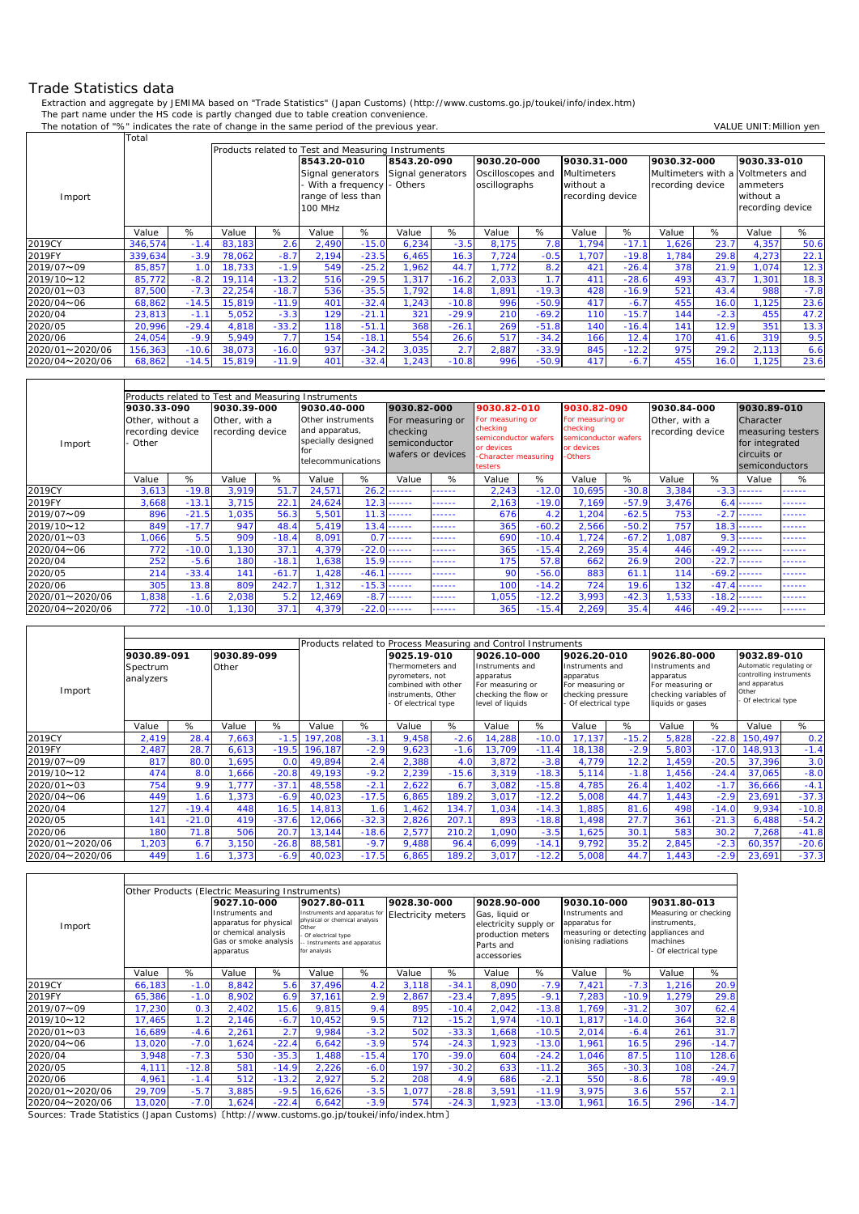# Trade Statistics data

Extraction and aggregate by JEMIMA based on "Trade Statistics" (Japan Customs) (http://www.customs.go.jp/toukei/info/index.htm)
The part name under the HS code is partly changed due to table creation convenience.
The notation of "%" indicates the rate of change in the same period of the previous year.

VALUE UNIT:Million yen

| Import | Total | | Products related to Test and Measuring Instruments | | 8543.20-010 Signal generators - With a frequency range of less than 100 MHz | | 8543.20-090 Signal generators - Others | | 9030.20-000 Oscilloscopes and oscillographs | | 9030.31-000 Multimeters without a recording device | | 9030.32-000 Multimeters with a recording device | | 9030.33-010 Voltmeters and ammeters without a recording device | |
|---|---|---|---|---|---|---|---|---|---|---|---|---|---|---|---|---|
| | Value | % | Value | % | Value | % | Value | % | Value | % | Value | % | Value | % | Value | % |
| 2019CY | 346,574 | -1.4 | 83,183 | 2.6 | 2,490 | -15.0 | 6,234 | -3.5 | 8,175 | 7.8 | 1,794 | -17.1 | 1,626 | 23.7 | 4,357 | 50.6 |
| 2019FY | 339,634 | -3.9 | 78,062 | -8.7 | 2,194 | -23.5 | 6,465 | 16.3 | 7,724 | -0.5 | 1,707 | -19.8 | 1,784 | 29.8 | 4,273 | 22.1 |
| 2019/07～09 | 85,857 | 1.0 | 18,733 | -1.9 | 549 | -25.2 | 1,962 | 44.7 | 1,772 | 8.2 | 421 | -26.4 | 378 | 21.9 | 1,074 | 12.3 |
| 2019/10～12 | 85,772 | -8.2 | 19,114 | -13.2 | 516 | -29.5 | 1,317 | -16.2 | 2,033 | 1.7 | 411 | -28.6 | 493 | 43.7 | 1,301 | 18.3 |
| 2020/01～03 | 87,500 | -7.3 | 22,254 | -18.7 | 536 | -35.5 | 1,792 | 14.8 | 1,891 | -19.3 | 428 | -16.9 | 521 | 43.4 | 988 | -7.8 |
| 2020/04～06 | 68,862 | -14.5 | 15,819 | -11.9 | 401 | -32.4 | 1,243 | -10.8 | 996 | -50.9 | 417 | -6.7 | 455 | 16.0 | 1,125 | 23.6 |
| 2020/04 | 23,813 | -1.1 | 5,052 | -3.3 | 129 | -21.1 | 321 | -29.9 | 210 | -69.2 | 110 | -15.7 | 144 | -2.3 | 455 | 47.2 |
| 2020/05 | 20,996 | -29.4 | 4,818 | -33.2 | 118 | -51.1 | 368 | -26.1 | 269 | -51.8 | 140 | -16.4 | 141 | 12.9 | 351 | 13.3 |
| 2020/06 | 24,054 | -9.9 | 5,949 | 7.7 | 154 | -18.1 | 554 | 26.6 | 517 | -34.2 | 166 | 12.4 | 170 | 41.6 | 319 | 9.5 |
| 2020/01～2020/06 | 156,363 | -10.6 | 38,073 | -16.0 | 937 | -34.2 | 3,035 | 2.7 | 2,887 | -33.9 | 845 | -12.2 | 975 | 29.2 | 2,113 | 6.6 |
| 2020/04～2020/06 | 68,862 | -14.5 | 15,819 | -11.9 | 401 | -32.4 | 1,243 | -10.8 | 996 | -50.9 | 417 | -6.7 | 455 | 16.0 | 1,125 | 23.6 |

| Import | Products related to Test and Measuring Instruments | | | | | | | | | | | | | | | |
|---|---|---|---|---|---|---|---|---|---|---|---|---|---|---|---|---|
| | 9030.33-090 Other, without a recording device - Other | | 9030.39-000 Other, with a recording device | | 9030.40-000 Other instruments and apparatus, specially designed for telecommunications | | 9030.82-000 For measuring or checking semiconductor wafers or devices | | 9030.82-010 For measuring or checking semiconductor wafers or devices -Character measuring testers | | 9030.82-090 For measuring or checking semiconductor wafers or devices -Others | | 9030.84-000 Other, with a recording device | | 9030.89-010 Character measuring testers for integrated circuits or semiconductors | |
| | Value | % | Value | % | Value | % | Value | % | Value | % | Value | % | Value | % | Value | % |
| 2019CY | 3,613 | -19.8 | 3,919 | 51.7 | 24,571 | 26.2 | ------ | ------ | 2,243 | -12.0 | 10,695 | -30.8 | 3,384 | -3.3 | ------ | ------ |
| 2019FY | 3,668 | -13.1 | 3,715 | 22.1 | 24,624 | 12.3 | ------ | ------ | 2,163 | -19.0 | 7,169 | -57.9 | 3,476 | 6.4 | ------ | ------ |
| 2019/07～09 | 896 | -21.5 | 1,035 | 56.3 | 5,501 | 11.3 | ------ | ------ | 676 | 4.2 | 1,204 | -62.5 | 753 | -2.7 | ------ | ------ |
| 2019/10～12 | 849 | -17.7 | 947 | 48.4 | 5,419 | 13.4 | ------ | ------ | 365 | -60.2 | 2,566 | -50.2 | 757 | 18.3 | ------ | ------ |
| 2020/01～03 | 1,066 | 5.5 | 909 | -18.4 | 8,091 | 0.7 | ------ | ------ | 690 | -10.4 | 1,724 | -67.2 | 1,087 | 9.3 | ------ | ------ |
| 2020/04～06 | 772 | -10.0 | 1,130 | 37.1 | 4,379 | -22.0 | ------ | ------ | 365 | -15.4 | 2,269 | 35.4 | 446 | -49.2 | ------ | ------ |
| 2020/04 | 252 | -5.6 | 180 | -18.1 | 1,638 | 15.9 | ------ | ------ | 175 | 57.8 | 662 | 26.9 | 200 | -22.7 | ------ | ------ |
| 2020/05 | 214 | -33.4 | 141 | -61.7 | 1,428 | -46.1 | ------ | ------ | 90 | -56.0 | 883 | 61.1 | 114 | -69.2 | ------ | ------ |
| 2020/06 | 305 | 13.8 | 809 | 242.7 | 1,312 | -15.3 | ------ | ------ | 100 | -14.2 | 724 | 19.6 | 132 | -47.4 | ------ | ------ |
| 2020/01～2020/06 | 1,838 | -1.6 | 2,038 | 5.2 | 12,469 | -8.7 | ------ | ------ | 1,055 | -12.2 | 3,993 | -42.3 | 1,533 | -18.2 | ------ | ------ |
| 2020/04～2020/06 | 772 | -10.0 | 1,130 | 37.1 | 4,379 | -22.0 | ------ | ------ | 365 | -15.4 | 2,269 | 35.4 | 446 | -49.2 | ------ | ------ |

| Import | 9030.89-091 Spectrum analyzers | | 9030.89-099 Other | | Products related to Process Measuring and Control Instruments | | 9025.19-010 Thermometers and pyrometers, not combined with other instruments, Other - Of electrical type | | 9026.10-000 Instruments and apparatus For measuring or checking the flow or level of liquids | | 9026.20-010 Instruments and apparatus For measuring or checking pressure - Of electrical type | | 9026.80-000 Instruments and apparatus For measuring or checking variables of liquids or gases | | 9032.89-010 Automatic regulating or controlling instruments and apparatus Other - Of electrical type | |
|---|---|---|---|---|---|---|---|---|---|---|---|---|---|---|---|---|
| | Value | % | Value | % | Value | % | Value | % | Value | % | Value | % | Value | % | Value | % |
| 2019CY | 2,419 | 28.4 | 7,663 | -1.5 | 197,208 | -3.1 | 9,458 | -2.6 | 14,288 | -10.0 | 17,137 | -15.2 | 5,828 | -22.8 | 150,497 | 0.2 |
| 2019FY | 2,487 | 28.7 | 6,613 | -19.5 | 196,187 | -2.9 | 9,623 | -1.6 | 13,709 | -11.4 | 18,138 | -2.9 | 5,803 | -17.0 | 148,913 | -1.4 |
| 2019/07～09 | 817 | 80.0 | 1,695 | 0.0 | 49,894 | 2.4 | 2,388 | 4.0 | 3,872 | -3.8 | 4,779 | 12.2 | 1,459 | -20.5 | 37,396 | 3.0 |
| 2019/10～12 | 474 | 8.0 | 1,666 | -20.8 | 49,193 | -9.2 | 2,239 | -15.6 | 3,319 | -18.3 | 5,114 | -1.8 | 1,456 | -24.4 | 37,065 | -8.0 |
| 2020/01～03 | 754 | 9.9 | 1,777 | -37.1 | 48,558 | -2.1 | 2,622 | 6.7 | 3,082 | -15.8 | 4,785 | 26.4 | 1,402 | -1.7 | 36,666 | -4.1 |
| 2020/04～06 | 449 | 1.6 | 1,373 | -6.9 | 40,023 | -17.5 | 6,865 | 189.2 | 3,017 | -12.2 | 5,008 | 44.7 | 1,443 | -2.9 | 23,691 | -37.3 |
| 2020/04 | 127 | -19.4 | 448 | 16.5 | 14,813 | 1.6 | 1,462 | 134.7 | 1,034 | -14.3 | 1,885 | 81.6 | 498 | -14.0 | 9,934 | -10.8 |
| 2020/05 | 141 | -21.0 | 419 | -37.6 | 12,066 | -32.3 | 2,826 | 207.1 | 893 | -18.8 | 1,498 | 27.7 | 361 | -21.3 | 6,488 | -54.2 |
| 2020/06 | 180 | 71.8 | 506 | 20.7 | 13,144 | -18.6 | 2,577 | 210.2 | 1,090 | -3.5 | 1,625 | 30.1 | 583 | 30.2 | 7,268 | -41.8 |
| 2020/01～2020/06 | 1,203 | 6.7 | 3,150 | -26.8 | 88,581 | -9.7 | 9,488 | 96.4 | 6,099 | -14.1 | 9,792 | 35.2 | 2,845 | -2.3 | 60,357 | -20.6 |
| 2020/04～2020/06 | 449 | 1.6 | 1,373 | -6.9 | 40,023 | -17.5 | 6,865 | 189.2 | 3,017 | -12.2 | 5,008 | 44.7 | 1,443 | -2.9 | 23,691 | -37.3 |

| Import | Other Products (Electric Measuring Instruments) | | 9027.10-000 Instruments and apparatus for physical or chemical analysis Gas or smoke analysis apparatus | | 9027.80-011 Instruments and apparatus for physical or chemical analysis Other - Of electrical type -- Instruments and apparatus for analysis | | 9028.30-000 Electricity meters | | 9028.90-000 Gas, liquid or electricity supply or production meters Parts and accessories | | 9030.10-000 Instruments and apparatus for measuring or detecting ionising radiations | | 9031.80-013 Measuring or checking instruments, appliances and machines - Of electrical type | |
|---|---|---|---|---|---|---|---|---|---|---|---|---|---|---|
| | Value | % | Value | % | Value | % | Value | % | Value | % | Value | % | Value | % |
| 2019CY | 66,183 | -1.0 | 8,842 | 5.6 | 37,496 | 4.2 | 3,118 | -34.1 | 8,090 | -7.9 | 7,421 | -7.3 | 1,216 | 20.9 |
| 2019FY | 65,386 | -1.0 | 8,902 | 6.9 | 37,161 | 2.9 | 2,867 | -23.4 | 7,895 | -9.1 | 7,283 | -10.9 | 1,279 | 29.8 |
| 2019/07～09 | 17,230 | 0.3 | 2,402 | 15.6 | 9,815 | 9.4 | 895 | -10.4 | 2,042 | -13.8 | 1,769 | -31.2 | 307 | 62.4 |
| 2019/10～12 | 17,465 | 1.2 | 2,146 | -6.7 | 10,452 | 9.5 | 712 | -15.2 | 1,974 | -10.1 | 1,817 | -14.0 | 364 | 32.8 |
| 2020/01～03 | 16,689 | -4.6 | 2,261 | 2.7 | 9,984 | -3.2 | 502 | -33.3 | 1,668 | -10.5 | 2,014 | -6.4 | 261 | 31.7 |
| 2020/04～06 | 13,020 | -7.0 | 1,624 | -22.4 | 6,642 | -3.9 | 574 | -24.3 | 1,923 | -13.0 | 1,961 | 16.5 | 296 | -14.7 |
| 2020/04 | 3,948 | -7.3 | 530 | -35.3 | 1,488 | -15.4 | 170 | -39.0 | 604 | -24.2 | 1,046 | 87.5 | 110 | 128.6 |
| 2020/05 | 4,111 | -12.8 | 581 | -14.9 | 2,226 | -6.0 | 197 | -30.2 | 633 | -11.2 | 365 | -30.3 | 108 | -24.7 |
| 2020/06 | 4,961 | -1.4 | 512 | -13.2 | 2,927 | 5.2 | 208 | 4.9 | 686 | -2.1 | 550 | -8.6 | 78 | -49.9 |
| 2020/01～2020/06 | 29,709 | -5.7 | 3,885 | -9.5 | 16,626 | -3.5 | 1,077 | -28.8 | 3,591 | -11.9 | 3,975 | 3.6 | 557 | 2.1 |
| 2020/04～2020/06 | 13,020 | -7.0 | 1,624 | -22.4 | 6,642 | -3.9 | 574 | -24.3 | 1,923 | -13.0 | 1,961 | 16.5 | 296 | -14.7 |

Sources: Trade Statistics (Japan Customs)〔http://www.customs.go.jp/toukei/info/index.htm〕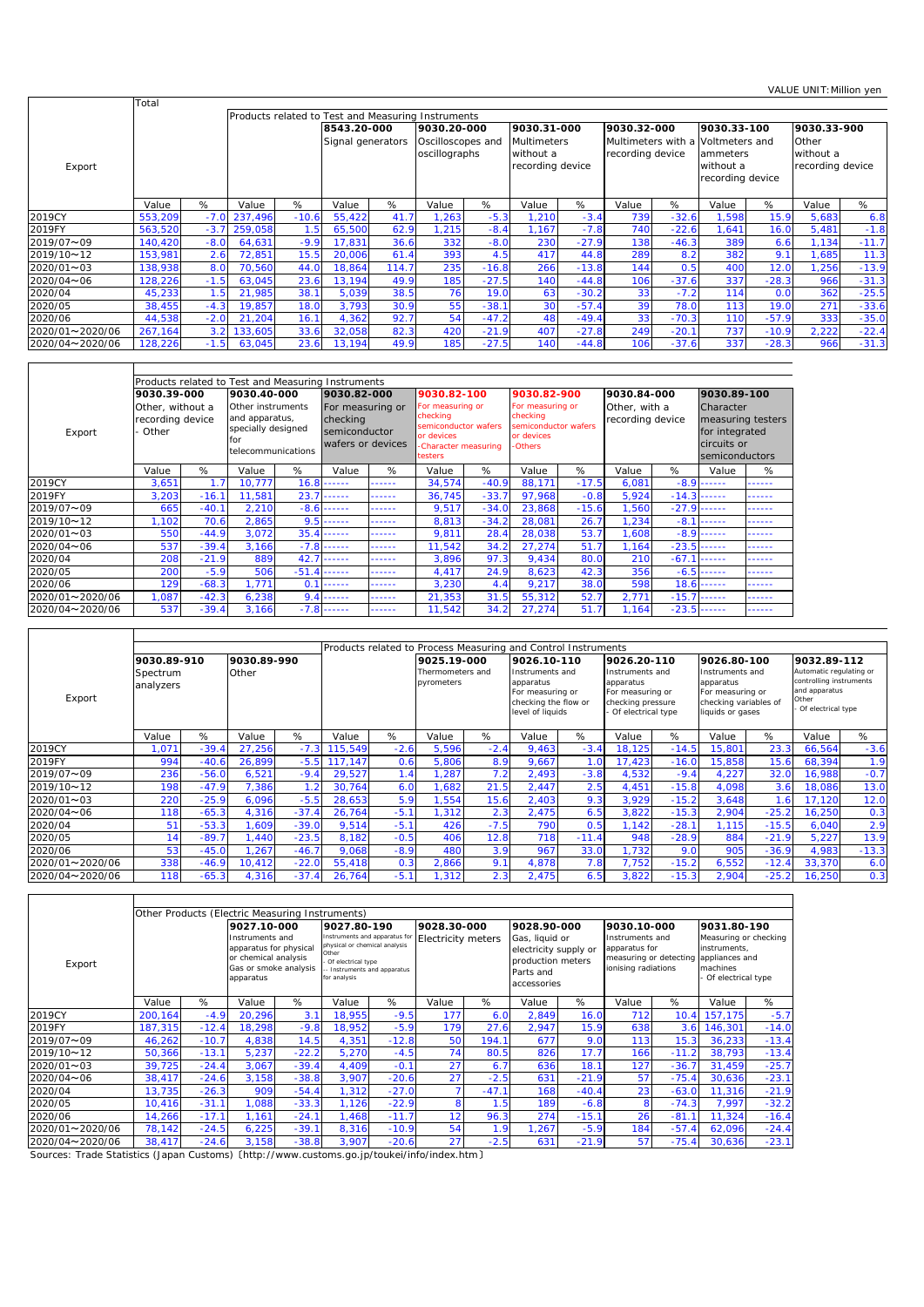VALUE UNIT:Million yen

| Export | Total | | Products related to Test and Measuring Instruments | | 8543.20-000 Signal generators | | 9030.20-000 Oscilloscopes and oscillographs | | 9030.31-000 Multimeters without a recording device | | 9030.32-000 Multimeters with a recording device | | 9030.33-100 Voltmeters and ammeters without a recording device | | 9030.33-900 Other without a recording device | |
|---|---|---|---|---|---|---|---|---|---|---|---|---|---|---|---|---|
| | Value | % | Value | % | Value | % | Value | % | Value | % | Value | % | Value | % | Value | % |
| 2019CY | 553,209 | -7.0 | 237,496 | -10.6 | 55,422 | 41.7 | 1,263 | -5.3 | 1,210 | -3.4 | 739 | -32.6 | 1,598 | 15.9 | 5,683 | 6.8 |
| 2019FY | 563,520 | -3.7 | 259,058 | 1.5 | 65,500 | 62.9 | 1,215 | -8.4 | 1,167 | -7.8 | 740 | -22.6 | 1,641 | 16.0 | 5,481 | -1.8 |
| 2019/07～09 | 140,420 | -8.0 | 64,631 | -9.9 | 17,831 | 36.6 | 332 | -8.0 | 230 | -27.9 | 138 | -46.3 | 389 | 6.6 | 1,134 | -11.7 |
| 2019/10～12 | 153,981 | 2.6 | 72,851 | 15.5 | 20,006 | 61.4 | 393 | 4.5 | 417 | 44.8 | 289 | 8.2 | 382 | 9.1 | 1,685 | 11.3 |
| 2020/01～03 | 138,938 | 8.0 | 70,560 | 44.0 | 18,864 | 114.7 | 235 | -16.8 | 266 | -13.8 | 144 | 0.5 | 400 | 12.0 | 1,256 | -13.9 |
| 2020/04～06 | 128,226 | -1.5 | 63,045 | 23.6 | 13,194 | 49.9 | 185 | -27.5 | 140 | -44.8 | 106 | -37.6 | 337 | -28.3 | 966 | -31.3 |
| 2020/04 | 45,233 | 1.5 | 21,985 | 38.1 | 5,039 | 38.5 | 76 | 19.0 | 63 | -30.2 | 33 | -7.2 | 114 | 0.0 | 362 | -25.5 |
| 2020/05 | 38,455 | -4.3 | 19,857 | 18.0 | 3,793 | 30.9 | 55 | -38.1 | 30 | -57.4 | 39 | 78.0 | 113 | 19.0 | 271 | -33.6 |
| 2020/06 | 44,538 | -2.0 | 21,204 | 16.1 | 4,362 | 92.7 | 54 | -47.2 | 48 | -49.4 | 33 | -70.3 | 110 | -57.9 | 333 | -35.0 |
| 2020/01～2020/06 | 267,164 | 3.2 | 133,605 | 33.6 | 32,058 | 82.3 | 420 | -21.9 | 407 | -27.8 | 249 | -20.1 | 737 | -10.9 | 2,222 | -22.4 |
| 2020/04～2020/06 | 128,226 | -1.5 | 63,045 | 23.6 | 13,194 | 49.9 | 185 | -27.5 | 140 | -44.8 | 106 | -37.6 | 337 | -28.3 | 966 | -31.3 |

| Export | Products related to Test and Measuring Instruments 9030.39-000 Other, without a recording device - Other | | 9030.40-000 Other instruments and apparatus, specially designed for telecommunications | | 9030.82-000 For measuring or checking semiconductor wafers or devices | | 9030.82-100 For measuring or checking semiconductor wafers or devices -Character measuring testers | | 9030.82-900 For measuring or checking semiconductor wafers or devices -Others | | 9030.84-000 Other, with a recording device | | 9030.89-100 Character measuring testers for integrated circuits or semiconductors | |
|---|---|---|---|---|---|---|---|---|---|---|---|---|---|---|
| | Value | % | Value | % | Value | % | Value | % | Value | % | Value | % | Value | % |
| 2019CY | 3,651 | 1.7 | 10,777 | 16.8 | ------ | ------ | 34,574 | -40.9 | 88,171 | -17.5 | 6,081 | -8.9 | ------ | ------ |
| 2019FY | 3,203 | -16.1 | 11,581 | 23.7 | ------ | ------ | 36,745 | -33.7 | 97,968 | -0.8 | 5,924 | -14.3 | ------ | ------ |
| 2019/07～09 | 665 | -40.1 | 2,210 | -8.6 | ------ | ------ | 9,517 | -34.0 | 23,868 | -15.6 | 1,560 | -27.9 | ------ | ------ |
| 2019/10～12 | 1,102 | 70.6 | 2,865 | 9.5 | ------ | ------ | 8,813 | -34.2 | 28,081 | 26.7 | 1,234 | -8.1 | ------ | ------ |
| 2020/01～03 | 550 | -44.9 | 3,072 | 35.4 | ------ | ------ | 9,811 | 28.4 | 28,038 | 53.7 | 1,608 | -8.9 | ------ | ------ |
| 2020/04～06 | 537 | -39.4 | 3,166 | -7.8 | ------ | ------ | 11,542 | 34.2 | 27,274 | 51.7 | 1,164 | -23.5 | ------ | ------ |
| 2020/04 | 208 | -21.9 | 889 | 42.7 | ------ | ------ | 3,896 | 97.3 | 9,434 | 80.0 | 210 | -67.1 | ------ | ------ |
| 2020/05 | 200 | -5.9 | 506 | -51.4 | ------ | ------ | 4,417 | 24.9 | 8,623 | 42.3 | 356 | -6.5 | ------ | ------ |
| 2020/06 | 129 | -68.3 | 1,771 | 0.1 | ------ | ------ | 3,230 | 4.4 | 9,217 | 38.0 | 598 | 18.6 | ------ | ------ |
| 2020/01～2020/06 | 1,087 | -42.3 | 6,238 | 9.4 | ------ | ------ | 21,353 | 31.5 | 55,312 | 52.7 | 2,771 | -15.7 | ------ | ------ |
| 2020/04～2020/06 | 537 | -39.4 | 3,166 | -7.8 | ------ | ------ | 11,542 | 34.2 | 27,274 | 51.7 | 1,164 | -23.5 | ------ | ------ |

| Export | 9030.89-910 Spectrum analyzers | | 9030.89-990 Other | | Products related to Process Measuring and Control Instruments | | 9025.19-000 Thermometers and pyrometers | | 9026.10-110 Instruments and apparatus For measuring or checking the flow or level of liquids | | 9026.20-110 Instruments and apparatus For measuring or checking pressure - Of electrical type | | 9026.80-100 Instruments and apparatus For measuring or checking variables of liquids or gases | | 9032.89-112 Automatic regulating or controlling instruments and apparatus Other - Of electrical type | |
|---|---|---|---|---|---|---|---|---|---|---|---|---|---|---|---|---|
| | Value | % | Value | % | Value | % | Value | % | Value | % | Value | % | Value | % | Value | % |
| 2019CY | 1,071 | -39.4 | 27,256 | -7.3 | 115,549 | -2.6 | 5,596 | -2.4 | 9,463 | -3.4 | 18,125 | -14.5 | 15,801 | 23.3 | 66,564 | -3.6 |
| 2019FY | 994 | -40.6 | 26,899 | -5.5 | 117,147 | 0.6 | 5,806 | 8.9 | 9,667 | 1.0 | 17,423 | -16.0 | 15,858 | 15.6 | 68,394 | 1.9 |
| 2019/07～09 | 236 | -56.0 | 6,521 | -9.4 | 29,527 | 1.4 | 1,287 | 7.2 | 2,493 | -3.8 | 4,532 | -9.4 | 4,227 | 32.0 | 16,988 | -0.7 |
| 2019/10～12 | 198 | -47.9 | 7,386 | 1.2 | 30,764 | 6.0 | 1,682 | 21.5 | 2,447 | 2.5 | 4,451 | -15.8 | 4,098 | 3.6 | 18,086 | 13.0 |
| 2020/01～03 | 220 | -25.9 | 6,096 | -5.5 | 28,653 | 5.9 | 1,554 | 15.6 | 2,403 | 9.3 | 3,929 | -15.2 | 3,648 | 1.6 | 17,120 | 12.0 |
| 2020/04～06 | 118 | -65.3 | 4,316 | -37.4 | 26,764 | -5.1 | 1,312 | 2.3 | 2,475 | 6.5 | 3,822 | -15.3 | 2,904 | -25.2 | 16,250 | 0.3 |
| 2020/04 | 51 | -53.3 | 1,609 | -39.0 | 9,514 | -5.1 | 426 | -7.5 | 790 | 0.5 | 1,142 | -28.1 | 1,115 | -15.5 | 6,040 | 2.9 |
| 2020/05 | 14 | -89.7 | 1,440 | -23.5 | 8,182 | -0.5 | 406 | 12.8 | 718 | -11.4 | 948 | -28.9 | 884 | -21.9 | 5,227 | 13.9 |
| 2020/06 | 53 | -45.0 | 1,267 | -46.7 | 9,068 | -8.9 | 480 | 3.9 | 967 | 33.0 | 1,732 | 9.0 | 905 | -36.9 | 4,983 | -13.3 |
| 2020/01～2020/06 | 338 | -46.9 | 10,412 | -22.0 | 55,418 | 0.3 | 2,866 | 9.1 | 4,878 | 7.8 | 7,752 | -15.2 | 6,552 | -12.4 | 33,370 | 6.0 |
| 2020/04～2020/06 | 118 | -65.3 | 4,316 | -37.4 | 26,764 | -5.1 | 1,312 | 2.3 | 2,475 | 6.5 | 3,822 | -15.3 | 2,904 | -25.2 | 16,250 | 0.3 |

| Export | Other Products (Electric Measuring Instruments) | | 9027.10-000 Instruments and apparatus for physical or chemical analysis Gas or smoke analysis apparatus | | 9027.80-190 Instruments and apparatus for physical or chemical analysis Other - Of electrical type -- Instruments and apparatus for analysis | | 9028.30-000 Electricity meters | | 9028.90-000 Gas, liquid or electricity supply or production meters Parts and accessories | | 9030.10-000 Instruments and apparatus for measuring or detecting ionising radiations | | 9031.80-190 Measuring or checking instruments, appliances and machines - Of electrical type | |
|---|---|---|---|---|---|---|---|---|---|---|---|---|---|---|
| | Value | % | Value | % | Value | % | Value | % | Value | % | Value | % | Value | % |
| 2019CY | 200,164 | -4.9 | 20,296 | 3.1 | 18,955 | -9.5 | 177 | 6.0 | 2,849 | 16.0 | 712 | 10.4 | 157,175 | -5.7 |
| 2019FY | 187,315 | -12.4 | 18,298 | -9.8 | 18,952 | -5.9 | 179 | 27.6 | 2,947 | 15.9 | 638 | 3.6 | 146,301 | -14.0 |
| 2019/07～09 | 46,262 | -10.7 | 4,838 | 14.5 | 4,351 | -12.8 | 50 | 194.1 | 677 | 9.0 | 113 | 15.3 | 36,233 | -13.4 |
| 2019/10～12 | 50,366 | -13.1 | 5,237 | -22.2 | 5,270 | -4.5 | 74 | 80.5 | 826 | 17.7 | 166 | -11.2 | 38,793 | -13.4 |
| 2020/01～03 | 39,725 | -24.4 | 3,067 | -39.4 | 4,409 | -0.1 | 27 | 6.7 | 636 | 18.1 | 127 | -36.7 | 31,459 | -25.7 |
| 2020/04～06 | 38,417 | -24.6 | 3,158 | -38.8 | 3,907 | -20.6 | 27 | -2.5 | 631 | -21.9 | 57 | -75.4 | 30,636 | -23.1 |
| 2020/04 | 13,735 | -26.3 | 909 | -54.4 | 1,312 | -27.0 | 7 | -47.1 | 168 | -40.4 | 23 | -63.0 | 11,316 | -21.9 |
| 2020/05 | 10,416 | -31.1 | 1,088 | -33.3 | 1,126 | -22.9 | 8 | 1.5 | 189 | -6.8 | 8 | -74.3 | 7,997 | -32.2 |
| 2020/06 | 14,266 | -17.1 | 1,161 | -24.1 | 1,468 | -11.7 | 12 | 96.3 | 274 | -15.1 | 26 | -81.1 | 11,324 | -16.4 |
| 2020/01～2020/06 | 78,142 | -24.5 | 6,225 | -39.1 | 8,316 | -10.9 | 54 | 1.9 | 1,267 | -5.9 | 184 | -57.4 | 62,096 | -24.4 |
| 2020/04～2020/06 | 38,417 | -24.6 | 3,158 | -38.8 | 3,907 | -20.6 | 27 | -2.5 | 631 | -21.9 | 57 | -75.4 | 30,636 | -23.1 |

Sources: Trade Statistics (Japan Customs)〔http://www.customs.go.jp/toukei/info/index.htm〕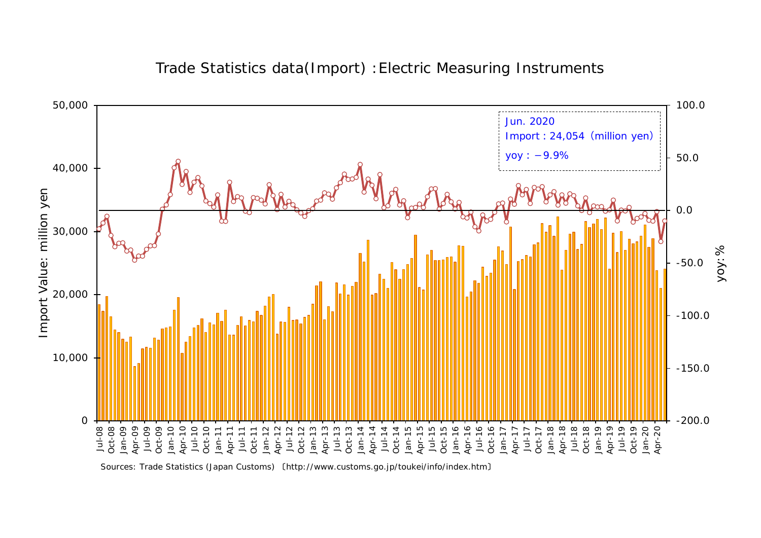# Trade Statistics data(Import) :Electric Measuring Instruments

Jun. 2020
Import : 24,054 (million yen)
yoy : −9.9%

Import Value: million yen

yoy:%

Sources: Trade Statistics (Japan Customs) 〔http://www.customs.go.jp/toukei/info/index.htm〕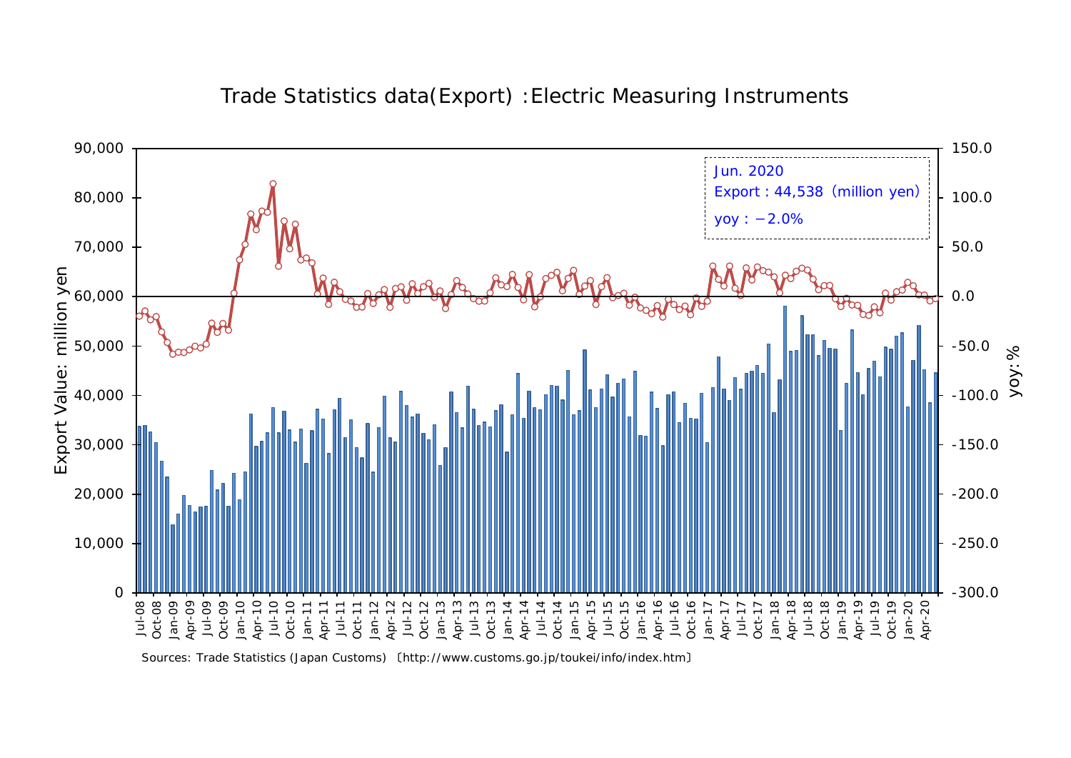# Trade Statistics data(Export) :Electric Measuring Instruments

Jun. 2020
Export : 44,538 (million yen)
yoy : −2.0%

Export Value: million yen

90,000
80,000
70,000
60,000
50,000
40,000
30,000
20,000
10,000
0

yoy:%

150.0
100.0
50.0
0.0
-50.0
-100.0
-150.0
-200.0
-250.0
-300.0

Jul-08, Oct-08, Jan-09, Apr-09, Jul-09, Oct-09, Jan-10, Apr-10, Jul-10, Oct-10, Jan-11, Apr-11, Jul-11, Oct-11, Jan-12, Apr-12, Jul-12, Oct-12, Jan-13, Apr-13, Jul-13, Oct-13, Jan-14, Apr-14, Jul-14, Oct-14, Jan-15, Apr-15, Jul-15, Oct-15, Jan-16, Apr-16, Jul-16, Oct-16, Jan-17, Apr-17, Jul-17, Oct-17, Jan-18, Apr-18, Jul-18, Oct-18, Jan-19, Apr-19, Jul-19, Oct-19, Jan-20, Apr-20

Sources: Trade Statistics (Japan Customs) 〔http://www.customs.go.jp/toukei/info/index.htm〕